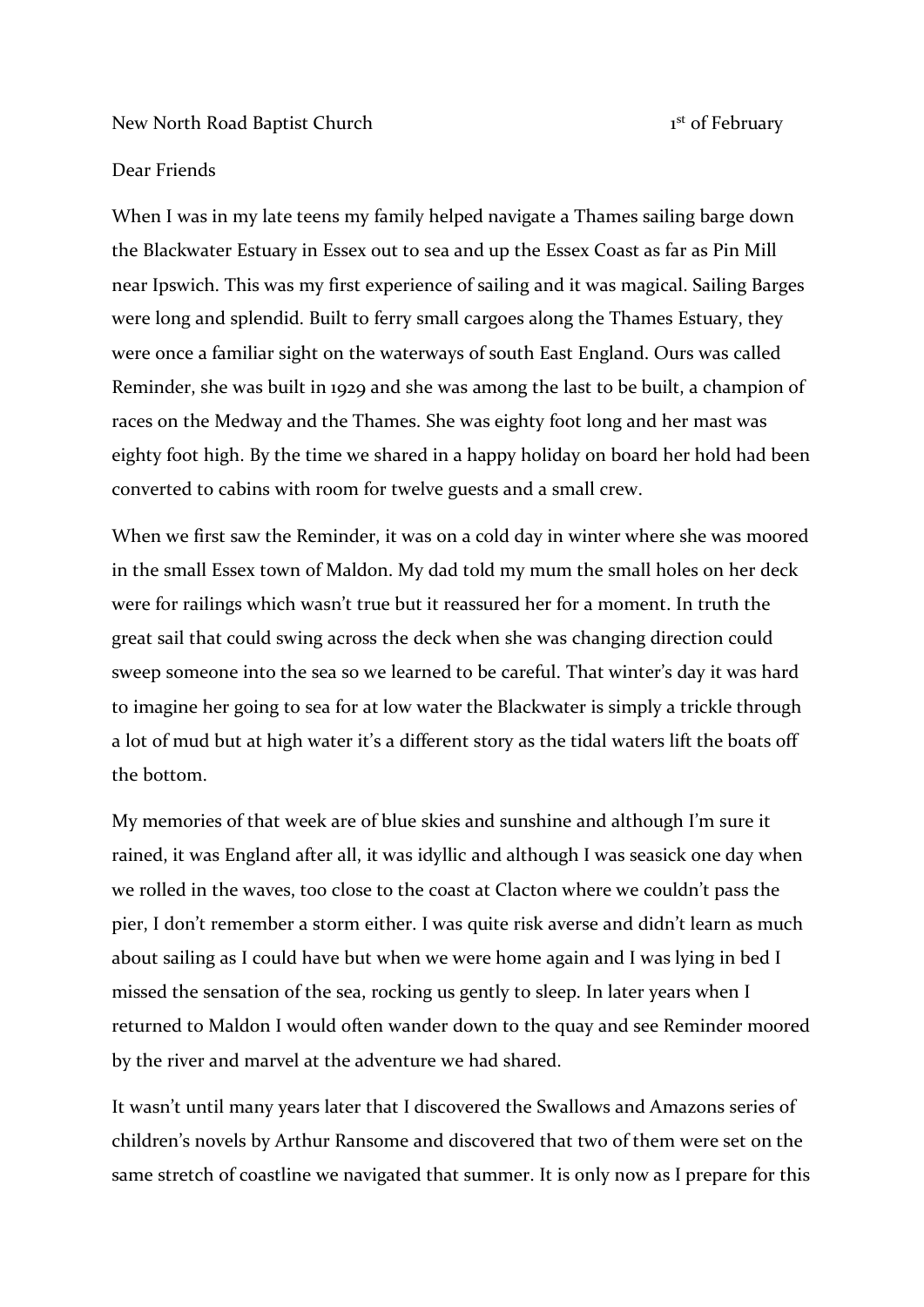New North Road Baptist Church 1st of February

Dear Friends

When I was in my late teens my family helped navigate a Thames sailing barge down the Blackwater Estuary in Essex out to sea and up the Essex Coast as far as Pin Mill near Ipswich. This was my first experience of sailing and it was magical. Sailing Barges were long and splendid. Built to ferry small cargoes along the Thames Estuary, they were once a familiar sight on the waterways of south East England. Ours was called Reminder, she was built in 1929 and she was among the last to be built, a champion of races on the Medway and the Thames. She was eighty foot long and her mast was eighty foot high. By the time we shared in a happy holiday on board her hold had been converted to cabins with room for twelve guests and a small crew.

When we first saw the Reminder, it was on a cold day in winter where she was moored in the small Essex town of Maldon. My dad told my mum the small holes on her deck were for railings which wasn't true but it reassured her for a moment. In truth the great sail that could swing across the deck when she was changing direction could sweep someone into the sea so we learned to be careful. That winter's day it was hard to imagine her going to sea for at low water the Blackwater is simply a trickle through a lot of mud but at high water it's a different story as the tidal waters lift the boats off the bottom.

My memories of that week are of blue skies and sunshine and although I'm sure it rained, it was England after all, it was idyllic and although I was seasick one day when we rolled in the waves, too close to the coast at Clacton where we couldn't pass the pier, I don't remember a storm either. I was quite risk averse and didn't learn as much about sailing as I could have but when we were home again and I was lying in bed I missed the sensation of the sea, rocking us gently to sleep. In later years when I returned to Maldon I would often wander down to the quay and see Reminder moored by the river and marvel at the adventure we had shared.

It wasn't until many years later that I discovered the Swallows and Amazons series of children's novels by Arthur Ransome and discovered that two of them were set on the same stretch of coastline we navigated that summer. It is only now as I prepare for this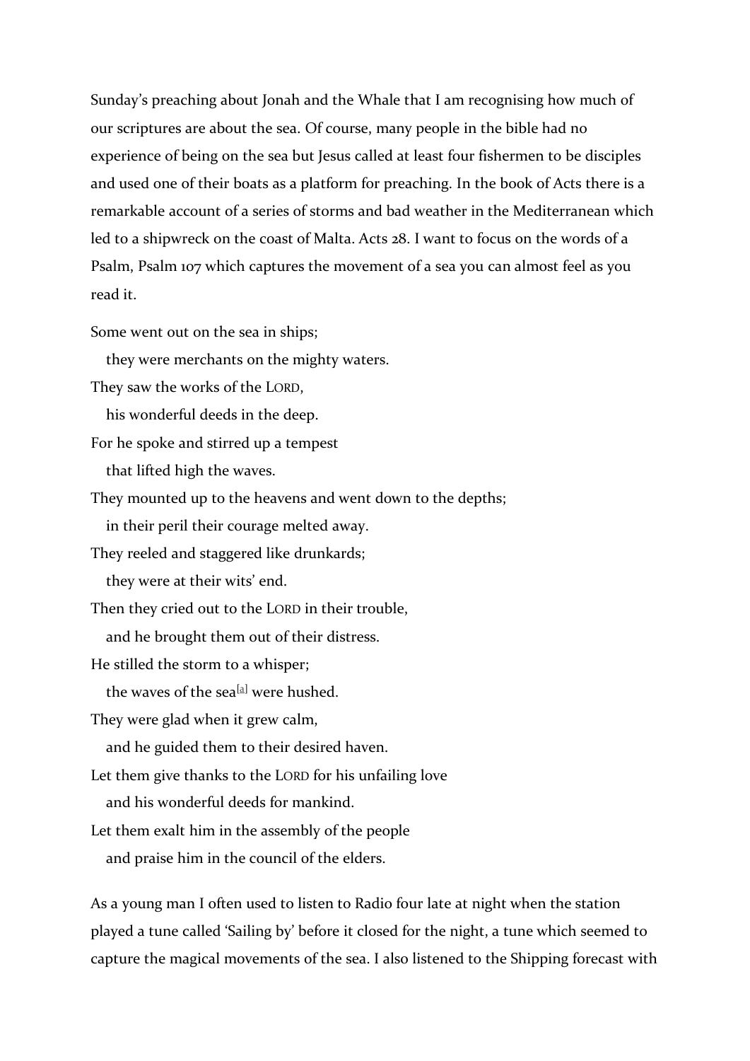Sunday's preaching about Jonah and the Whale that I am recognising how much of our scriptures are about the sea. Of course, many people in the bible had no experience of being on the sea but Jesus called at least four fishermen to be disciples and used one of their boats as a platform for preaching. In the book of Acts there is a remarkable account of a series of storms and bad weather in the Mediterranean which led to a shipwreck on the coast of Malta. Acts 28. I want to focus on the words of a Psalm, Psalm 107 which captures the movement of a sea you can almost feel as you read it.

Some went out on the sea in ships;
  they were merchants on the mighty waters.
They saw the works of the LORD,
  his wonderful deeds in the deep.
For he spoke and stirred up a tempest
  that lifted high the waves.
They mounted up to the heavens and went down to the depths;
  in their peril their courage melted away.
They reeled and staggered like drunkards;
  they were at their wits' end.
Then they cried out to the LORD in their trouble,
  and he brought them out of their distress.
He stilled the storm to a whisper;
  the waves of the sea[a] were hushed.
They were glad when it grew calm,
  and he guided them to their desired haven.
Let them give thanks to the LORD for his unfailing love
  and his wonderful deeds for mankind.
Let them exalt him in the assembly of the people
  and praise him in the council of the elders.

As a young man I often used to listen to Radio four late at night when the station played a tune called 'Sailing by' before it closed for the night, a tune which seemed to capture the magical movements of the sea. I also listened to the Shipping forecast with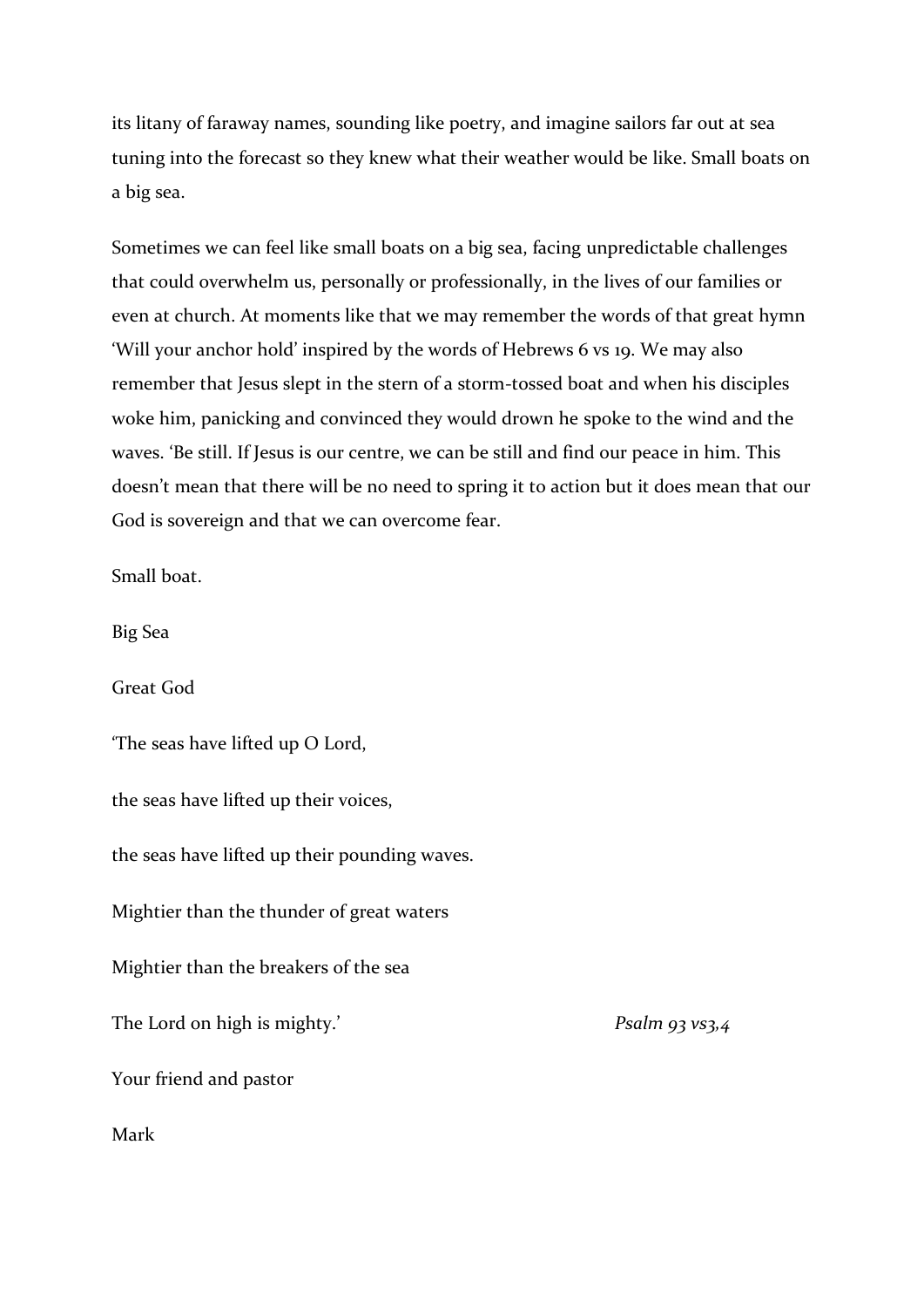its litany of faraway names, sounding like poetry, and imagine sailors far out at sea tuning into the forecast so they knew what their weather would be like. Small boats on a big sea.

Sometimes we can feel like small boats on a big sea, facing unpredictable challenges that could overwhelm us, personally or professionally, in the lives of our families or even at church. At moments like that we may remember the words of that great hymn 'Will your anchor hold' inspired by the words of Hebrews 6 vs 19. We may also remember that Jesus slept in the stern of a storm-tossed boat and when his disciples woke him, panicking and convinced they would drown he spoke to the wind and the waves. 'Be still. If Jesus is our centre, we can be still and find our peace in him. This doesn't mean that there will be no need to spring it to action but it does mean that our God is sovereign and that we can overcome fear.

Small boat.

Big Sea

Great God

'The seas have lifted up O Lord,

the seas have lifted up their voices,

the seas have lifted up their pounding waves.

Mightier than the thunder of great waters

Mightier than the breakers of the sea

The Lord on high is mighty.' *Psalm 93 vs3,4*

Your friend and pastor

Mark